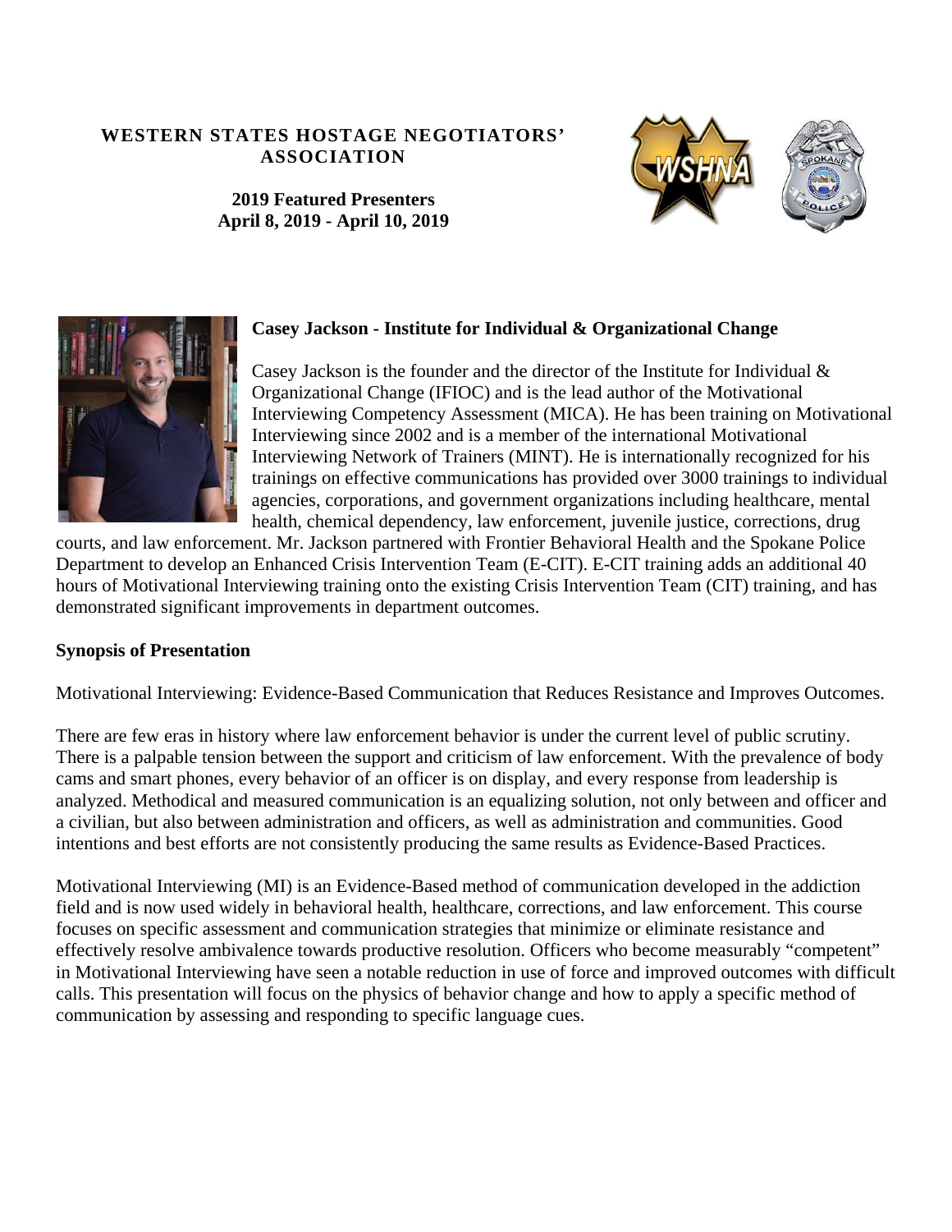# WESTERN STATES HOSTAGE NEGOTIATORS' ASSOCIATION

**2019 Featured Presenters**
**April 8, 2019 - April 10, 2019**

### Casey Jackson - Institute for Individual & Organizational Change

Casey Jackson is the founder and the director of the Institute for Individual & Organizational Change (IFIOC) and is the lead author of the Motivational Interviewing Competency Assessment (MICA). He has been training on Motivational Interviewing since 2002 and is a member of the international Motivational Interviewing Network of Trainers (MINT). He is internationally recognized for his trainings on effective communications has provided over 3000 trainings to individual agencies, corporations, and government organizations including healthcare, mental health, chemical dependency, law enforcement, juvenile justice, corrections, drug courts, and law enforcement. Mr. Jackson partnered with Frontier Behavioral Health and the Spokane Police Department to develop an Enhanced Crisis Intervention Team (E-CIT). E-CIT training adds an additional 40 hours of Motivational Interviewing training onto the existing Crisis Intervention Team (CIT) training, and has demonstrated significant improvements in department outcomes.

**Synopsis of Presentation**

Motivational Interviewing: Evidence-Based Communication that Reduces Resistance and Improves Outcomes.

There are few eras in history where law enforcement behavior is under the current level of public scrutiny. There is a palpable tension between the support and criticism of law enforcement. With the prevalence of body cams and smart phones, every behavior of an officer is on display, and every response from leadership is analyzed. Methodical and measured communication is an equalizing solution, not only between and officer and a civilian, but also between administration and officers, as well as administration and communities. Good intentions and best efforts are not consistently producing the same results as Evidence-Based Practices.

Motivational Interviewing (MI) is an Evidence-Based method of communication developed in the addiction field and is now used widely in behavioral health, healthcare, corrections, and law enforcement. This course focuses on specific assessment and communication strategies that minimize or eliminate resistance and effectively resolve ambivalence towards productive resolution. Officers who become measurably "competent" in Motivational Interviewing have seen a notable reduction in use of force and improved outcomes with difficult calls. This presentation will focus on the physics of behavior change and how to apply a specific method of communication by assessing and responding to specific language cues.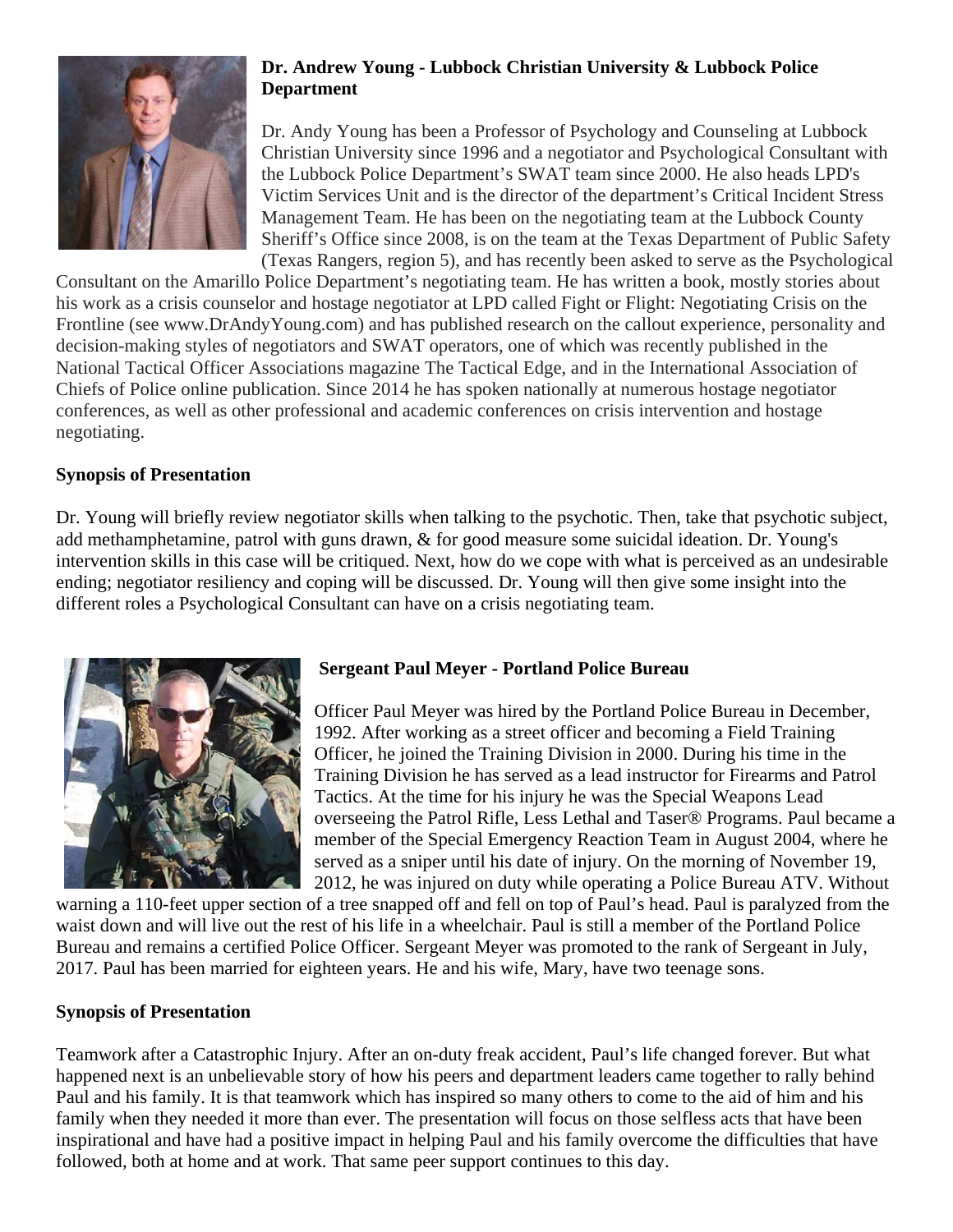### Dr. Andrew Young - Lubbock Christian University & Lubbock Police Department

Dr. Andy Young has been a Professor of Psychology and Counseling at Lubbock Christian University since 1996 and a negotiator and Psychological Consultant with the Lubbock Police Department's SWAT team since 2000. He also heads LPD's Victim Services Unit and is the director of the department's Critical Incident Stress Management Team. He has been on the negotiating team at the Lubbock County Sheriff's Office since 2008, is on the team at the Texas Department of Public Safety (Texas Rangers, region 5), and has recently been asked to serve as the Psychological Consultant on the Amarillo Police Department's negotiating team. He has written a book, mostly stories about his work as a crisis counselor and hostage negotiator at LPD called Fight or Flight: Negotiating Crisis on the Frontline (see www.DrAndyYoung.com) and has published research on the callout experience, personality and decision-making styles of negotiators and SWAT operators, one of which was recently published in the National Tactical Officer Associations magazine The Tactical Edge, and in the International Association of Chiefs of Police online publication. Since 2014 he has spoken nationally at numerous hostage negotiator conferences, as well as other professional and academic conferences on crisis intervention and hostage negotiating.

**Synopsis of Presentation**

Dr. Young will briefly review negotiator skills when talking to the psychotic. Then, take that psychotic subject, add methamphetamine, patrol with guns drawn, & for good measure some suicidal ideation. Dr. Young's intervention skills in this case will be critiqued. Next, how do we cope with what is perceived as an undesirable ending; negotiator resiliency and coping will be discussed. Dr. Young will then give some insight into the different roles a Psychological Consultant can have on a crisis negotiating team.

### Sergeant Paul Meyer - Portland Police Bureau

Officer Paul Meyer was hired by the Portland Police Bureau in December, 1992. After working as a street officer and becoming a Field Training Officer, he joined the Training Division in 2000. During his time in the Training Division he has served as a lead instructor for Firearms and Patrol Tactics. At the time for his injury he was the Special Weapons Lead overseeing the Patrol Rifle, Less Lethal and Taser® Programs. Paul became a member of the Special Emergency Reaction Team in August 2004, where he served as a sniper until his date of injury. On the morning of November 19, 2012, he was injured on duty while operating a Police Bureau ATV. Without warning a 110-feet upper section of a tree snapped off and fell on top of Paul's head. Paul is paralyzed from the waist down and will live out the rest of his life in a wheelchair. Paul is still a member of the Portland Police Bureau and remains a certified Police Officer. Sergeant Meyer was promoted to the rank of Sergeant in July, 2017. Paul has been married for eighteen years. He and his wife, Mary, have two teenage sons.

**Synopsis of Presentation**

Teamwork after a Catastrophic Injury. After an on-duty freak accident, Paul's life changed forever. But what happened next is an unbelievable story of how his peers and department leaders came together to rally behind Paul and his family. It is that teamwork which has inspired so many others to come to the aid of him and his family when they needed it more than ever. The presentation will focus on those selfless acts that have been inspirational and have had a positive impact in helping Paul and his family overcome the difficulties that have followed, both at home and at work. That same peer support continues to this day.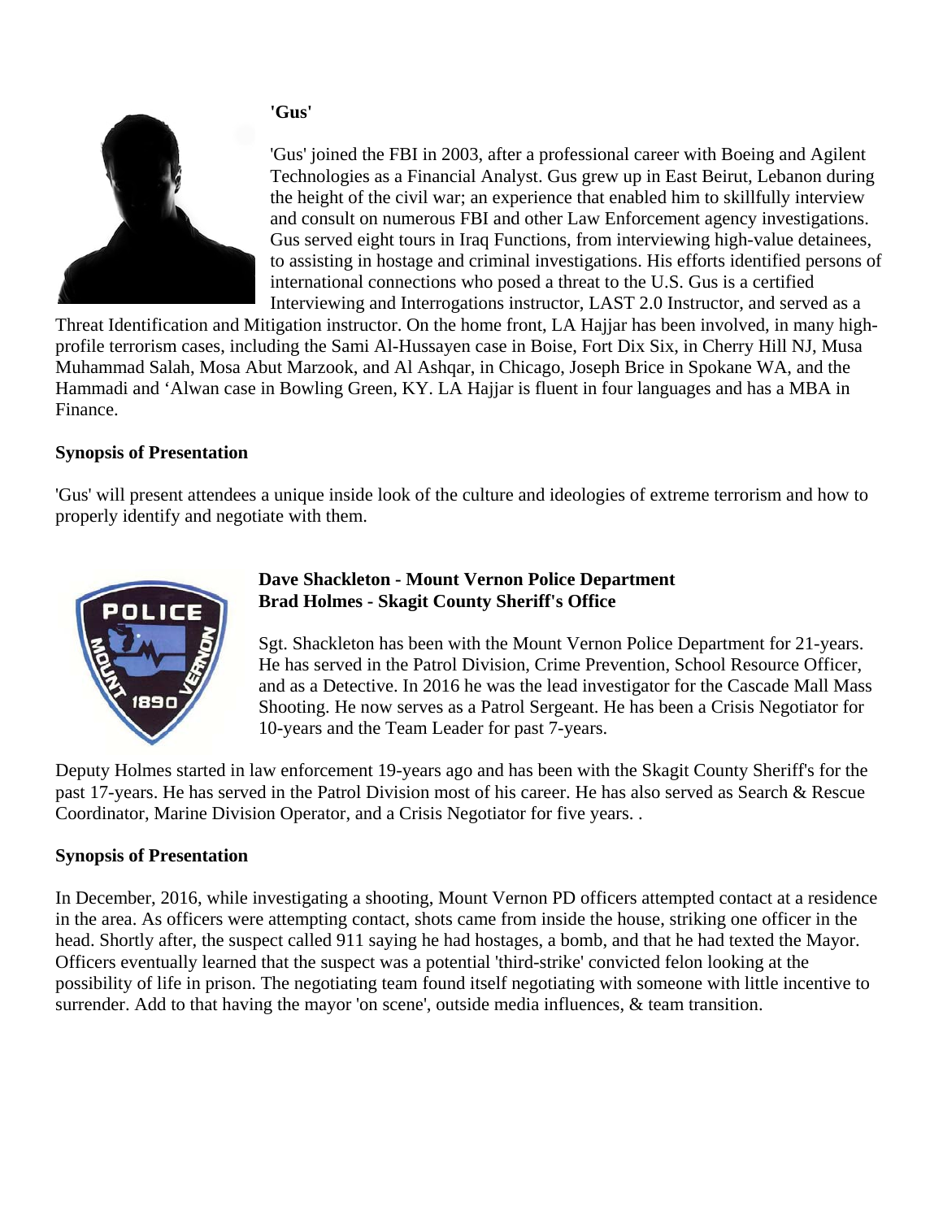**'Gus'**

'Gus' joined the FBI in 2003, after a professional career with Boeing and Agilent Technologies as a Financial Analyst. Gus grew up in East Beirut, Lebanon during the height of the civil war; an experience that enabled him to skillfully interview and consult on numerous FBI and other Law Enforcement agency investigations. Gus served eight tours in Iraq Functions, from interviewing high-value detainees, to assisting in hostage and criminal investigations. His efforts identified persons of international connections who posed a threat to the U.S. Gus is a certified Interviewing and Interrogations instructor, LAST 2.0 Instructor, and served as a Threat Identification and Mitigation instructor. On the home front, LA Hajjar has been involved, in many high-profile terrorism cases, including the Sami Al-Hussayen case in Boise, Fort Dix Six, in Cherry Hill NJ, Musa Muhammad Salah, Mosa Abut Marzook, and Al Ashqar, in Chicago, Joseph Brice in Spokane WA, and the Hammadi and 'Alwan case in Bowling Green, KY. LA Hajjar is fluent in four languages and has a MBA in Finance.

**Synopsis of Presentation**

'Gus' will present attendees a unique inside look of the culture and ideologies of extreme terrorism and how to properly identify and negotiate with them.

**Dave Shackleton - Mount Vernon Police Department**
**Brad Holmes - Skagit County Sheriff's Office**

Sgt. Shackleton has been with the Mount Vernon Police Department for 21-years. He has served in the Patrol Division, Crime Prevention, School Resource Officer, and as a Detective. In 2016 he was the lead investigator for the Cascade Mall Mass Shooting. He now serves as a Patrol Sergeant. He has been a Crisis Negotiator for 10-years and the Team Leader for past 7-years.

Deputy Holmes started in law enforcement 19-years ago and has been with the Skagit County Sheriff's for the past 17-years. He has served in the Patrol Division most of his career. He has also served as Search & Rescue Coordinator, Marine Division Operator, and a Crisis Negotiator for five years. .

**Synopsis of Presentation**

In December, 2016, while investigating a shooting, Mount Vernon PD officers attempted contact at a residence in the area. As officers were attempting contact, shots came from inside the house, striking one officer in the head. Shortly after, the suspect called 911 saying he had hostages, a bomb, and that he had texted the Mayor. Officers eventually learned that the suspect was a potential 'third-strike' convicted felon looking at the possibility of life in prison. The negotiating team found itself negotiating with someone with little incentive to surrender. Add to that having the mayor 'on scene', outside media influences, & team transition.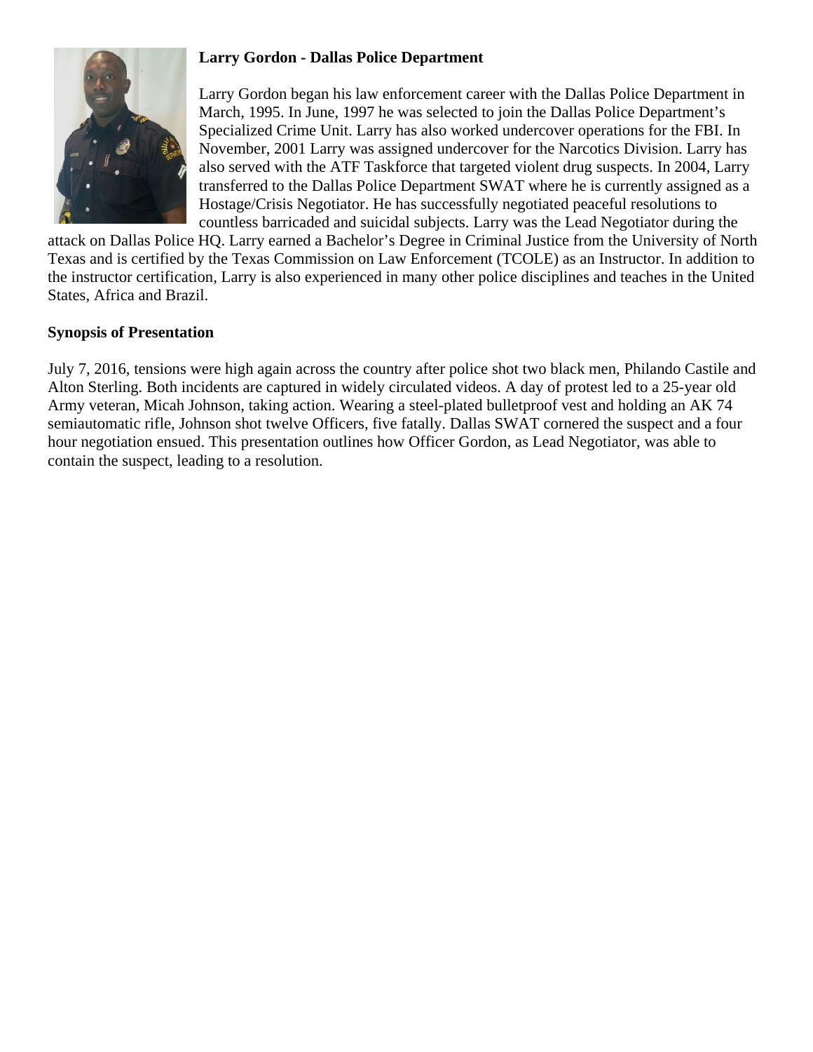**Larry Gordon - Dallas Police Department**

Larry Gordon began his law enforcement career with the Dallas Police Department in March, 1995. In June, 1997 he was selected to join the Dallas Police Department's Specialized Crime Unit. Larry has also worked undercover operations for the FBI. In November, 2001 Larry was assigned undercover for the Narcotics Division. Larry has also served with the ATF Taskforce that targeted violent drug suspects. In 2004, Larry transferred to the Dallas Police Department SWAT where he is currently assigned as a Hostage/Crisis Negotiator. He has successfully negotiated peaceful resolutions to countless barricaded and suicidal subjects. Larry was the Lead Negotiator during the attack on Dallas Police HQ. Larry earned a Bachelor's Degree in Criminal Justice from the University of North Texas and is certified by the Texas Commission on Law Enforcement (TCOLE) as an Instructor. In addition to the instructor certification, Larry is also experienced in many other police disciplines and teaches in the United States, Africa and Brazil.

**Synopsis of Presentation**

July 7, 2016, tensions were high again across the country after police shot two black men, Philando Castile and Alton Sterling. Both incidents are captured in widely circulated videos. A day of protest led to a 25-year old Army veteran, Micah Johnson, taking action. Wearing a steel-plated bulletproof vest and holding an AK 74 semiautomatic rifle, Johnson shot twelve Officers, five fatally. Dallas SWAT cornered the suspect and a four hour negotiation ensued. This presentation outlines how Officer Gordon, as Lead Negotiator, was able to contain the suspect, leading to a resolution.